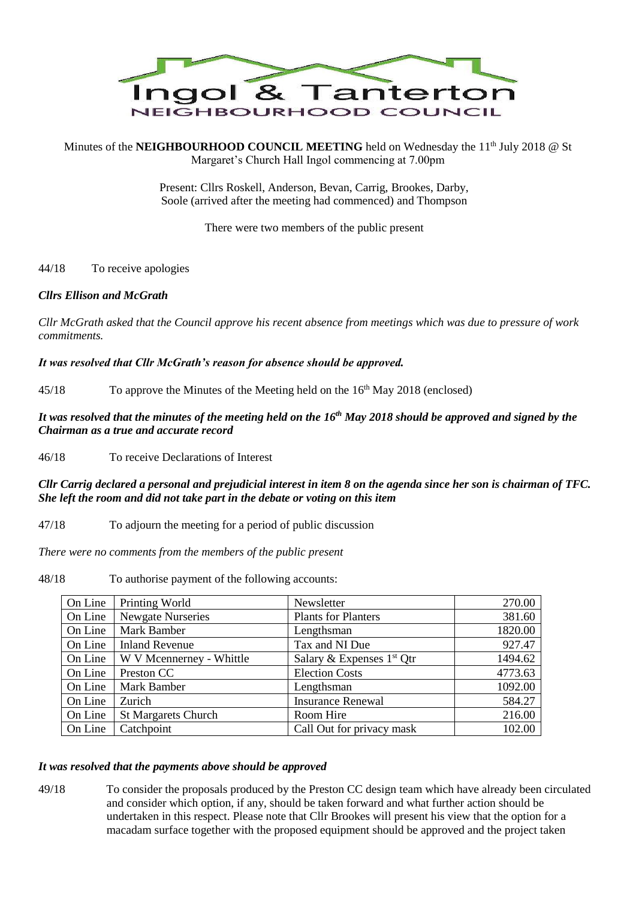# Ingol & Tanterton
## NEIGHBOURHOOD COUNCIL

Minutes of the **NEIGHBOURHOOD COUNCIL MEETING** held on Wednesday the 11th July 2018 @ St Margaret's Church Hall Ingol commencing at 7.00pm

Present: Cllrs Roskell, Anderson, Bevan, Carrig, Brookes, Darby, Soole (arrived after the meeting had commenced) and Thompson

There were two members of the public present

44/18 To receive apologies

***Cllrs Ellison and McGrath***

*Cllr McGrath asked that the Council approve his recent absence from meetings which was due to pressure of work commitments.*

***It was resolved that Cllr McGrath's reason for absence should be approved.***

45/18 To approve the Minutes of the Meeting held on the 16th May 2018 (enclosed)

***It was resolved that the minutes of the meeting held on the 16th May 2018 should be approved and signed by the Chairman as a true and accurate record***

46/18 To receive Declarations of Interest

***Cllr Carrig declared a personal and prejudicial interest in item 8 on the agenda since her son is chairman of TFC. She left the room and did not take part in the debate or voting on this item***

47/18 To adjourn the meeting for a period of public discussion

*There were no comments from the members of the public present*

48/18 To authorise payment of the following accounts:

| On Line | Printing World | Newsletter | 270.00 |
|---|---|---|---|
| On Line | Newgate Nurseries | Plants for Planters | 381.60 |
| On Line | Mark Bamber | Lengthsman | 1820.00 |
| On Line | Inland Revenue | Tax and NI Due | 927.47 |
| On Line | W V Mcennerney - Whittle | Salary & Expenses 1st Qtr | 1494.62 |
| On Line | Preston CC | Election Costs | 4773.63 |
| On Line | Mark Bamber | Lengthsman | 1092.00 |
| On Line | Zurich | Insurance Renewal | 584.27 |
| On Line | St Margarets Church | Room Hire | 216.00 |
| On Line | Catchpoint | Call Out for privacy mask | 102.00 |

***It was resolved that the payments above should be approved***

49/18 To consider the proposals produced by the Preston CC design team which have already been circulated and consider which option, if any, should be taken forward and what further action should be undertaken in this respect. Please note that Cllr Brookes will present his view that the option for a macadam surface together with the proposed equipment should be approved and the project taken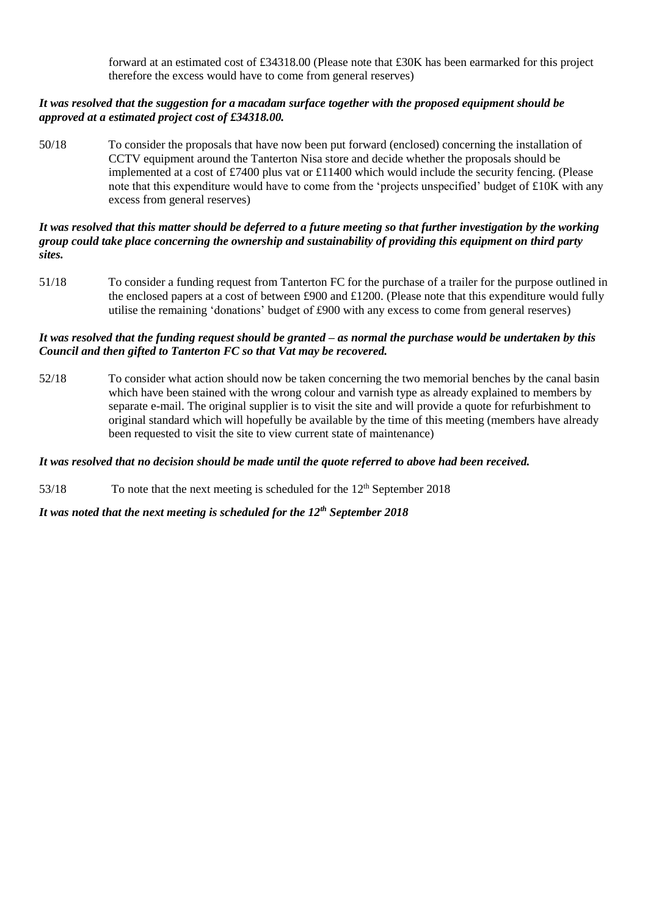forward at an estimated cost of £34318.00 (Please note that £30K has been earmarked for this project therefore the excess would have to come from general reserves)

***It was resolved that the suggestion for a macadam surface together with the proposed equipment should be approved at a estimated project cost of £34318.00.***

50/18 To consider the proposals that have now been put forward (enclosed) concerning the installation of CCTV equipment around the Tanterton Nisa store and decide whether the proposals should be implemented at a cost of £7400 plus vat or £11400 which would include the security fencing. (Please note that this expenditure would have to come from the 'projects unspecified' budget of £10K with any excess from general reserves)

***It was resolved that this matter should be deferred to a future meeting so that further investigation by the working group could take place concerning the ownership and sustainability of providing this equipment on third party sites.***

51/18 To consider a funding request from Tanterton FC for the purchase of a trailer for the purpose outlined in the enclosed papers at a cost of between £900 and £1200. (Please note that this expenditure would fully utilise the remaining 'donations' budget of £900 with any excess to come from general reserves)

***It was resolved that the funding request should be granted – as normal the purchase would be undertaken by this Council and then gifted to Tanterton FC so that Vat may be recovered.***

52/18 To consider what action should now be taken concerning the two memorial benches by the canal basin which have been stained with the wrong colour and varnish type as already explained to members by separate e-mail. The original supplier is to visit the site and will provide a quote for refurbishment to original standard which will hopefully be available by the time of this meeting (members have already been requested to visit the site to view current state of maintenance)

***It was resolved that no decision should be made until the quote referred to above had been received.***

53/18 To note that the next meeting is scheduled for the 12th September 2018

***It was noted that the next meeting is scheduled for the 12th September 2018***